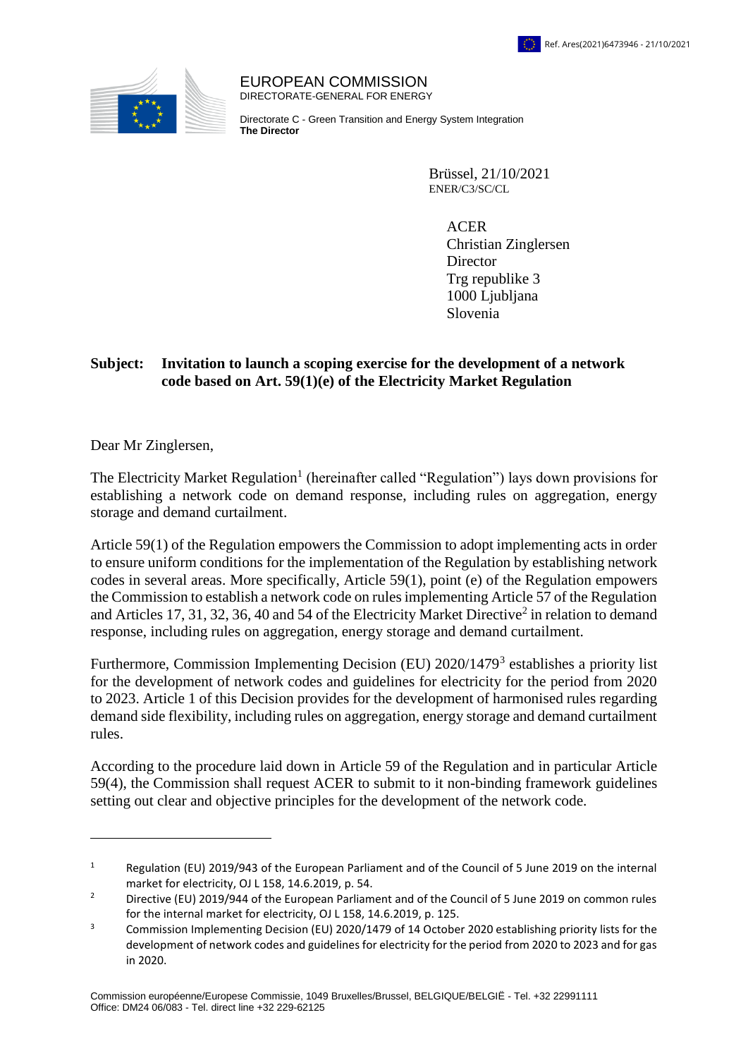Ref. Ares(2021)6473946 - 21/10/2021

EUROPEAN COMMISSION
DIRECTORATE-GENERAL FOR ENERGY

Directorate C - Green Transition and Energy System Integration
**The Director**

Brüssel, 21/10/2021
ENER/C3/SC/CL

ACER
Christian Zinglersen
Director
Trg republike 3
1000 Ljubljana
Slovenia

**Subject: Invitation to launch a scoping exercise for the development of a network code based on Art. 59(1)(e) of the Electricity Market Regulation**

Dear Mr Zinglersen,

The Electricity Market Regulation[1] (hereinafter called "Regulation") lays down provisions for establishing a network code on demand response, including rules on aggregation, energy storage and demand curtailment.

Article 59(1) of the Regulation empowers the Commission to adopt implementing acts in order to ensure uniform conditions for the implementation of the Regulation by establishing network codes in several areas. More specifically, Article 59(1), point (e) of the Regulation empowers the Commission to establish a network code on rules implementing Article 57 of the Regulation and Articles 17, 31, 32, 36, 40 and 54 of the Electricity Market Directive[2] in relation to demand response, including rules on aggregation, energy storage and demand curtailment.

Furthermore, Commission Implementing Decision (EU) 2020/1479[3] establishes a priority list for the development of network codes and guidelines for electricity for the period from 2020 to 2023. Article 1 of this Decision provides for the development of harmonised rules regarding demand side flexibility, including rules on aggregation, energy storage and demand curtailment rules.

According to the procedure laid down in Article 59 of the Regulation and in particular Article 59(4), the Commission shall request ACER to submit to it non-binding framework guidelines setting out clear and objective principles for the development of the network code.

---

[1] Regulation (EU) 2019/943 of the European Parliament and of the Council of 5 June 2019 on the internal market for electricity, OJ L 158, 14.6.2019, p. 54.

[2] Directive (EU) 2019/944 of the European Parliament and of the Council of 5 June 2019 on common rules for the internal market for electricity, OJ L 158, 14.6.2019, p. 125.

[3] Commission Implementing Decision (EU) 2020/1479 of 14 October 2020 establishing priority lists for the development of network codes and guidelines for electricity for the period from 2020 to 2023 and for gas in 2020.

Commission européenne/Europese Commissie, 1049 Bruxelles/Brussel, BELGIQUE/BELGIË - Tel. +32 22991111
Office: DM24 06/083 - Tel. direct line +32 229-62125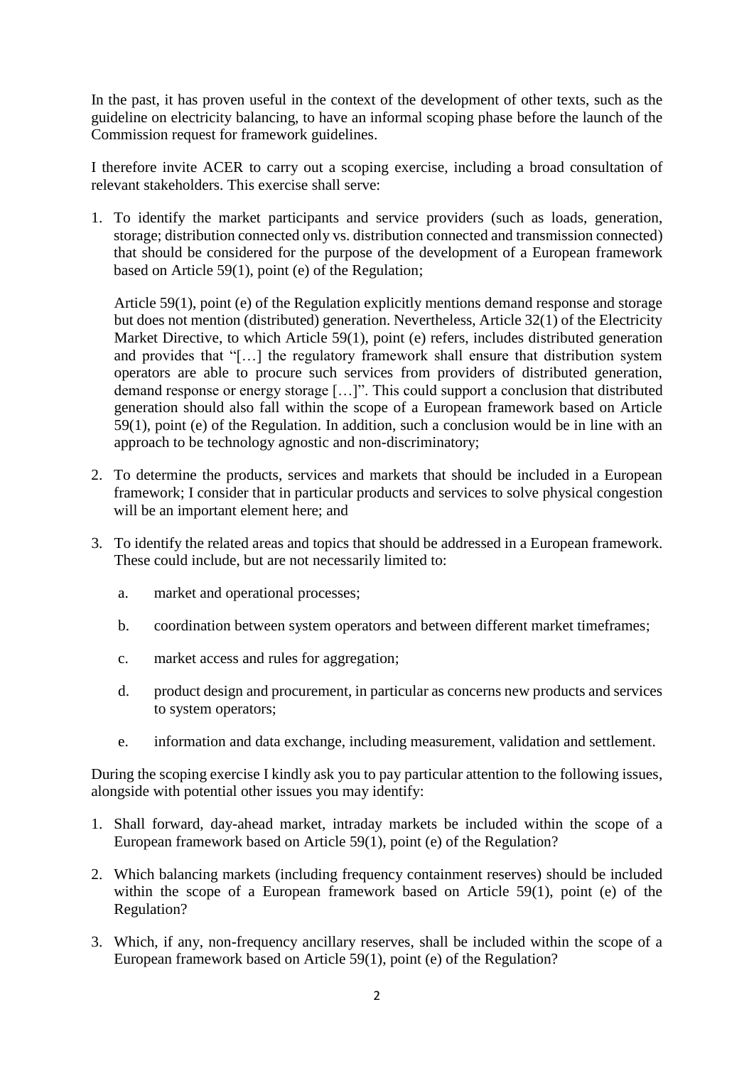In the past, it has proven useful in the context of the development of other texts, such as the guideline on electricity balancing, to have an informal scoping phase before the launch of the Commission request for framework guidelines.

I therefore invite ACER to carry out a scoping exercise, including a broad consultation of relevant stakeholders. This exercise shall serve:

1. To identify the market participants and service providers (such as loads, generation, storage; distribution connected only vs. distribution connected and transmission connected) that should be considered for the purpose of the development of a European framework based on Article 59(1), point (e) of the Regulation;

   Article 59(1), point (e) of the Regulation explicitly mentions demand response and storage but does not mention (distributed) generation. Nevertheless, Article 32(1) of the Electricity Market Directive, to which Article 59(1), point (e) refers, includes distributed generation and provides that "[…] the regulatory framework shall ensure that distribution system operators are able to procure such services from providers of distributed generation, demand response or energy storage […]". This could support a conclusion that distributed generation should also fall within the scope of a European framework based on Article 59(1), point (e) of the Regulation. In addition, such a conclusion would be in line with an approach to be technology agnostic and non-discriminatory;

2. To determine the products, services and markets that should be included in a European framework; I consider that in particular products and services to solve physical congestion will be an important element here; and

3. To identify the related areas and topics that should be addressed in a European framework. These could include, but are not necessarily limited to:

   a. market and operational processes;

   b. coordination between system operators and between different market timeframes;

   c. market access and rules for aggregation;

   d. product design and procurement, in particular as concerns new products and services to system operators;

   e. information and data exchange, including measurement, validation and settlement.

During the scoping exercise I kindly ask you to pay particular attention to the following issues, alongside with potential other issues you may identify:

1. Shall forward, day-ahead market, intraday markets be included within the scope of a European framework based on Article 59(1), point (e) of the Regulation?

2. Which balancing markets (including frequency containment reserves) should be included within the scope of a European framework based on Article 59(1), point (e) of the Regulation?

3. Which, if any, non-frequency ancillary reserves, shall be included within the scope of a European framework based on Article 59(1), point (e) of the Regulation?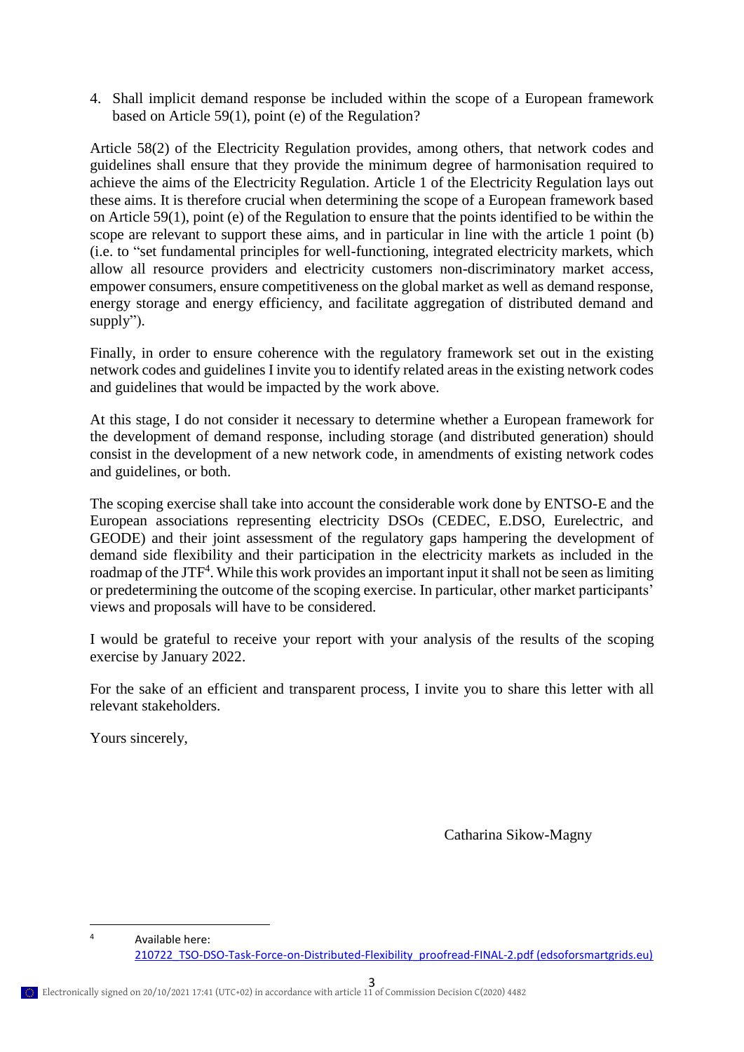4. Shall implicit demand response be included within the scope of a European framework based on Article 59(1), point (e) of the Regulation?

Article 58(2) of the Electricity Regulation provides, among others, that network codes and guidelines shall ensure that they provide the minimum degree of harmonisation required to achieve the aims of the Electricity Regulation. Article 1 of the Electricity Regulation lays out these aims. It is therefore crucial when determining the scope of a European framework based on Article 59(1), point (e) of the Regulation to ensure that the points identified to be within the scope are relevant to support these aims, and in particular in line with the article 1 point (b) (i.e. to "set fundamental principles for well-functioning, integrated electricity markets, which allow all resource providers and electricity customers non-discriminatory market access, empower consumers, ensure competitiveness on the global market as well as demand response, energy storage and energy efficiency, and facilitate aggregation of distributed demand and supply").

Finally, in order to ensure coherence with the regulatory framework set out in the existing network codes and guidelines I invite you to identify related areas in the existing network codes and guidelines that would be impacted by the work above.

At this stage, I do not consider it necessary to determine whether a European framework for the development of demand response, including storage (and distributed generation) should consist in the development of a new network code, in amendments of existing network codes and guidelines, or both.

The scoping exercise shall take into account the considerable work done by ENTSO-E and the European associations representing electricity DSOs (CEDEC, E.DSO, Eurelectric, and GEODE) and their joint assessment of the regulatory gaps hampering the development of demand side flexibility and their participation in the electricity markets as included in the roadmap of the JTF[4]. While this work provides an important input it shall not be seen as limiting or predetermining the outcome of the scoping exercise. In particular, other market participants' views and proposals will have to be considered.

I would be grateful to receive your report with your analysis of the results of the scoping exercise by January 2022.

For the sake of an efficient and transparent process, I invite you to share this letter with all relevant stakeholders.

Yours sincerely,

Catharina Sikow-Magny

---

[4] Available here: 210722_TSO-DSO-Task-Force-on-Distributed-Flexibility_proofread-FINAL-2.pdf (edsoforsmartgrids.eu)

Electronically signed on 20/10/2021 17:41 (UTC+02) in accordance with article 11 of Commission Decision C(2020) 4482